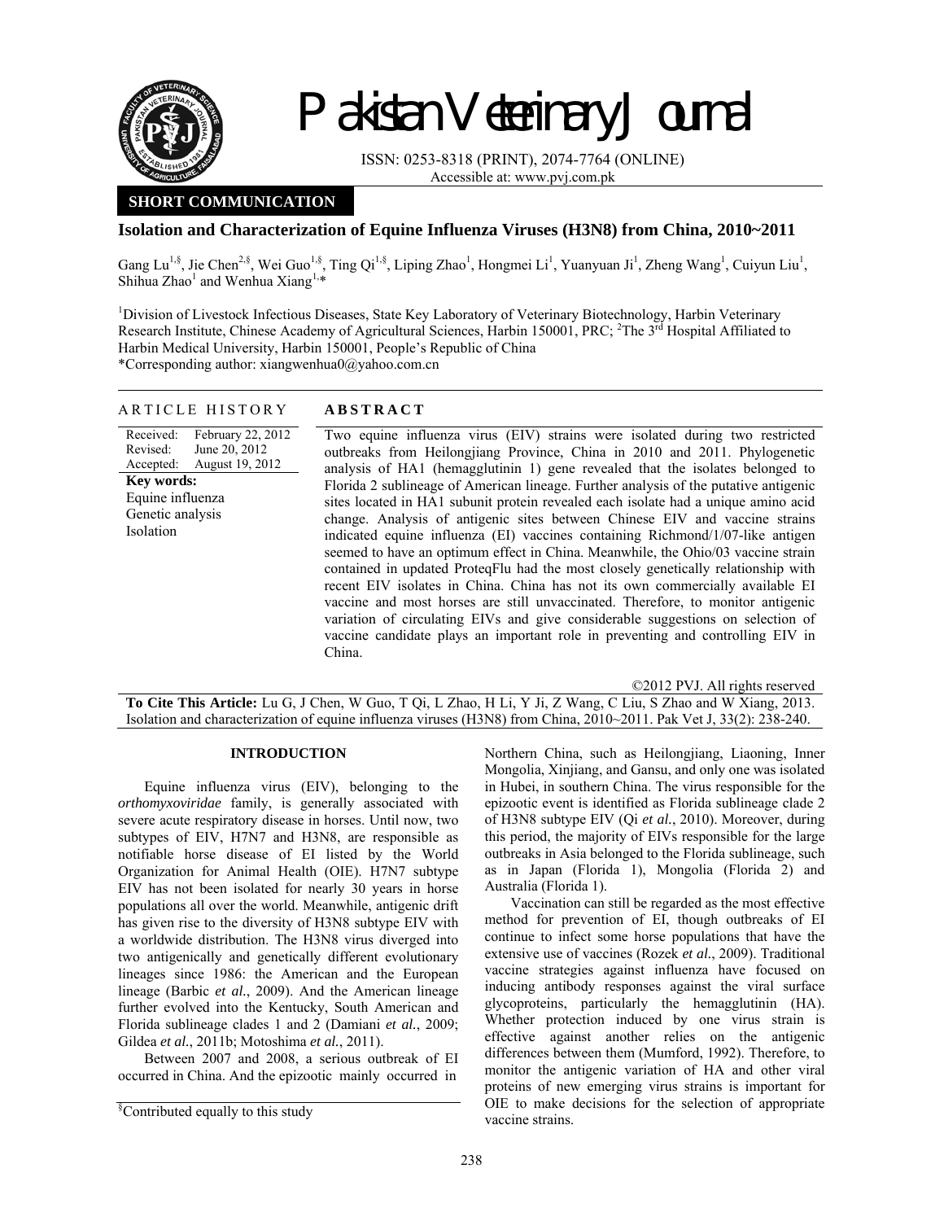# Pakistan Veterinary Journal

ISSN: 0253-8318 (PRINT), 2074-7764 (ONLINE)
Accessible at: www.pvj.com.pk

**SHORT COMMUNICATION**

## Isolation and Characterization of Equine Influenza Viruses (H3N8) from China, 2010~2011

Gang Lu[1,§], Jie Chen[2,§], Wei Guo[1,§], Ting Qi[1,§], Liping Zhao[1], Hongmei Li[1], Yuanyuan Ji[1], Zheng Wang[1], Cuiyun Liu[1], Shihua Zhao[1] and Wenhua Xiang[1,*]

[1]Division of Livestock Infectious Diseases, State Key Laboratory of Veterinary Biotechnology, Harbin Veterinary Research Institute, Chinese Academy of Agricultural Sciences, Harbin 150001, PRC; [2]The 3[rd] Hospital Affiliated to Harbin Medical University, Harbin 150001, People's Republic of China
*Corresponding author: xiangwenhua0@yahoo.com.cn

**ARTICLE HISTORY**

Received: February 22, 2012
Revised: June 20, 2012
Accepted: August 19, 2012

**Key words:**
Equine influenza
Genetic analysis
Isolation

**ABSTRACT**

Two equine influenza virus (EIV) strains were isolated during two restricted outbreaks from Heilongjiang Province, China in 2010 and 2011. Phylogenetic analysis of HA1 (hemagglutinin 1) gene revealed that the isolates belonged to Florida 2 sublineage of American lineage. Further analysis of the putative antigenic sites located in HA1 subunit protein revealed each isolate had a unique amino acid change. Analysis of antigenic sites between Chinese EIV and vaccine strains indicated equine influenza (EI) vaccines containing Richmond/1/07-like antigen seemed to have an optimum effect in China. Meanwhile, the Ohio/03 vaccine strain contained in updated ProteqFlu had the most closely genetically relationship with recent EIV isolates in China. China has not its own commercially available EI vaccine and most horses are still unvaccinated. Therefore, to monitor antigenic variation of circulating EIVs and give considerable suggestions on selection of vaccine candidate plays an important role in preventing and controlling EIV in China.

©2012 PVJ. All rights reserved

**To Cite This Article:** Lu G, J Chen, W Guo, T Qi, L Zhao, H Li, Y Ji, Z Wang, C Liu, S Zhao and W Xiang, 2013. Isolation and characterization of equine influenza viruses (H3N8) from China, 2010~2011. Pak Vet J, 33(2): 238-240.

## INTRODUCTION

Equine influenza virus (EIV), belonging to the *orthomyxoviridae* family, is generally associated with severe acute respiratory disease in horses. Until now, two subtypes of EIV, H7N7 and H3N8, are responsible as notifiable horse disease of EI listed by the World Organization for Animal Health (OIE). H7N7 subtype EIV has not been isolated for nearly 30 years in horse populations all over the world. Meanwhile, antigenic drift has given rise to the diversity of H3N8 subtype EIV with a worldwide distribution. The H3N8 virus diverged into two antigenically and genetically different evolutionary lineages since 1986: the American and the European lineage (Barbic *et al.*, 2009). And the American lineage further evolved into the Kentucky, South American and Florida sublineage clades 1 and 2 (Damiani *et al.*, 2009; Gildea *et al.*, 2011b; Motoshima *et al.*, 2011).

Between 2007 and 2008, a serious outbreak of EI occurred in China. And the epizootic mainly occurred in Northern China, such as Heilongjiang, Liaoning, Inner Mongolia, Xinjiang, and Gansu, and only one was isolated in Hubei, in southern China. The virus responsible for the epizootic event is identified as Florida sublineage clade 2 of H3N8 subtype EIV (Qi *et al.*, 2010). Moreover, during this period, the majority of EIVs responsible for the large outbreaks in Asia belonged to the Florida sublineage, such as in Japan (Florida 1), Mongolia (Florida 2) and Australia (Florida 1).

Vaccination can still be regarded as the most effective method for prevention of EI, though outbreaks of EI continue to infect some horse populations that have the extensive use of vaccines (Rozek *et al.*, 2009). Traditional vaccine strategies against influenza have focused on inducing antibody responses against the viral surface glycoproteins, particularly the hemagglutinin (HA). Whether protection induced by one virus strain is effective against another relies on the antigenic differences between them (Mumford, 1992). Therefore, to monitor the antigenic variation of HA and other viral proteins of new emerging virus strains is important for OIE to make decisions for the selection of appropriate vaccine strains.

[§]Contributed equally to this study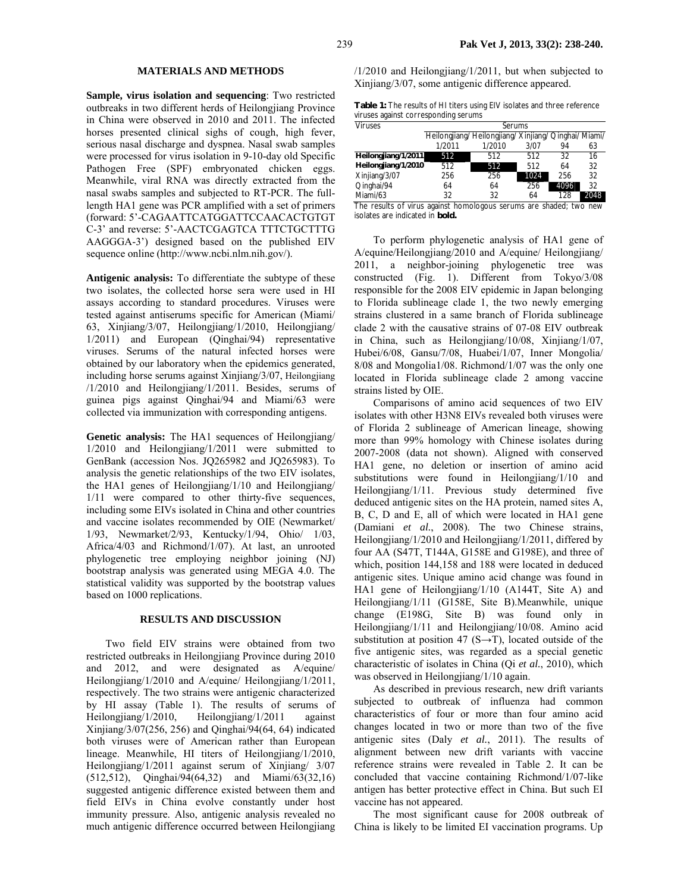## MATERIALS AND METHODS

**Sample, virus isolation and sequencing**: Two restricted outbreaks in two different herds of Heilongjiang Province in China were observed in 2010 and 2011. The infected horses presented clinical sighs of cough, high fever, serious nasal discharge and dyspnea. Nasal swab samples were processed for virus isolation in 9-10-day old Specific Pathogen Free (SPF) embryonated chicken eggs. Meanwhile, viral RNA was directly extracted from the nasal swabs samples and subjected to RT-PCR. The full-length HA1 gene was PCR amplified with a set of primers (forward: 5'-CAGAATTCATGGATTCCAACACTGTGT C-3' and reverse: 5'-AACTCGAGTCA TTTCTGCTTTG AAGGGA-3') designed based on the published EIV sequence online (http://www.ncbi.nlm.nih.gov/).

**Antigenic analysis:** To differentiate the subtype of these two isolates, the collected horse sera were used in HI assays according to standard procedures. Viruses were tested against antiserums specific for American (Miami/63, Xinjiang/3/07, Heilongjiang/1/2010, Heilongjiang/1/2011) and European (Qinghai/94) representative viruses. Serums of the natural infected horses were obtained by our laboratory when the epidemics generated, including horse serums against Xinjiang/3/07, Heilongjiang /1/2010 and Heilongjiang/1/2011. Besides, serums of guinea pigs against Qinghai/94 and Miami/63 were collected via immunization with corresponding antigens.

**Genetic analysis:** The HA1 sequences of Heilongjiang/1/2010 and Heilongjiang/1/2011 were submitted to GenBank (accession Nos. JQ265982 and JQ265983). To analysis the genetic relationships of the two EIV isolates, the HA1 genes of Heilongjiang/1/10 and Heilongjiang/1/11 were compared to other thirty-five sequences, including some EIVs isolated in China and other countries and vaccine isolates recommended by OIE (Newmarket/1/93, Newmarket/2/93, Kentucky/1/94, Ohio/ 1/03, Africa/4/03 and Richmond/1/07). At last, an unrooted phylogenetic tree employing neighbor joining (NJ) bootstrap analysis was generated using MEGA 4.0. The statistical validity was supported by the bootstrap values based on 1000 replications.

## RESULTS AND DISCUSSION

Two field EIV strains were obtained from two restricted outbreaks in Heilongjiang Province during 2010 and 2012, and were designated as A/equine/Heilongjiang/1/2010 and A/equine/ Heilongjiang/1/2011, respectively. The two strains were antigenic characterized by HI assay (Table 1). The results of serums of Heilongjiang/1/2010, Heilongjiang/1/2011 against Xinjiang/3/07(256, 256) and Qinghai/94(64, 64) indicated both viruses were of American rather than European lineage. Meanwhile, HI titers of Heilongjiang/1/2010, Heilongjiang/1/2011 against serum of Xinjiang/ 3/07 (512,512), Qinghai/94(64,32) and Miami/63(32,16) suggested antigenic difference existed between them and field EIVs in China evolve constantly under host immunity pressure. Also, antigenic analysis revealed no much antigenic difference occurred between Heilongjiang /1/2010 and Heilongjiang/1/2011, but when subjected to Xinjiang/3/07, some antigenic difference appeared.

**Table 1:** The results of HI titers using EIV isolates and three reference viruses against corresponding serums

| Viruses | Serums | | | | |
|---|---|---|---|---|---|
| | Heilongjiang/ 1/2011 | Heilongjiang/ 1/2010 | Xinjiang/ 3/07 | Qinghai/ 94 | Miami/ 63 |
| **Heilongjiang/1/2011** | 512 | 512 | 512 | 32 | 16 |
| **Heilongjiang/1/2010** | 512 | 512 | 512 | 64 | 32 |
| Xinjiang/3/07 | 256 | 256 | 1024 | 256 | 32 |
| Qinghai/94 | 64 | 64 | 256 | 4096 | 32 |
| Miami/63 | 32 | 32 | 64 | 128 | 2048 |

The results of virus against homologous serums are shaded; two new isolates are indicated in **bold.**

To perform phylogenetic analysis of HA1 gene of A/equine/Heilongjiang/2010 and A/equine/ Heilongjiang/2011, a neighbor-joining phylogenetic tree was constructed (Fig. 1). Different from Tokyo/3/08 responsible for the 2008 EIV epidemic in Japan belonging to Florida sublineage clade 1, the two newly emerging strains clustered in a same branch of Florida sublineage clade 2 with the causative strains of 07-08 EIV outbreak in China, such as Heilongjiang/10/08, Xinjiang/1/07, Hubei/6/08, Gansu/7/08, Huabei/1/07, Inner Mongolia/8/08 and Mongolia1/08. Richmond/1/07 was the only one located in Florida sublineage clade 2 among vaccine strains listed by OIE.

Comparisons of amino acid sequences of two EIV isolates with other H3N8 EIVs revealed both viruses were of Florida 2 sublineage of American lineage, showing more than 99% homology with Chinese isolates during 2007-2008 (data not shown). Aligned with conserved HA1 gene, no deletion or insertion of amino acid substitutions were found in Heilongjiang/1/10 and Heilongjiang/1/11. Previous study determined five deduced antigenic sites on the HA protein, named sites A, B, C, D and E, all of which were located in HA1 gene (Damiani *et al.*, 2008). The two Chinese strains, Heilongjiang/1/2010 and Heilongjiang/1/2011, differed by four AA (S47T, T144A, G158E and G198E), and three of which, position 144,158 and 188 were located in deduced antigenic sites. Unique amino acid change was found in HA1 gene of Heilongjiang/1/10 (A144T, Site A) and Heilongjiang/1/11 (G158E, Site B).Meanwhile, unique change (E198G, Site B) was found only in Heilongjiang/1/11 and Heilongjiang/10/08. Amino acid substitution at position 47 (S→T), located outside of the five antigenic sites, was regarded as a special genetic characteristic of isolates in China (Qi *et al.*, 2010), which was observed in Heilongjiang/1/10 again.

As described in previous research, new drift variants subjected to outbreak of influenza had common characteristics of four or more than four amino acid changes located in two or more than two of the five antigenic sites (Daly *et al.*, 2011). The results of alignment between new drift variants with vaccine reference strains were revealed in Table 2. It can be concluded that vaccine containing Richmond/1/07-like antigen has better protective effect in China. But such EI vaccine has not appeared.

The most significant cause for 2008 outbreak of China is likely to be limited EI vaccination programs. Up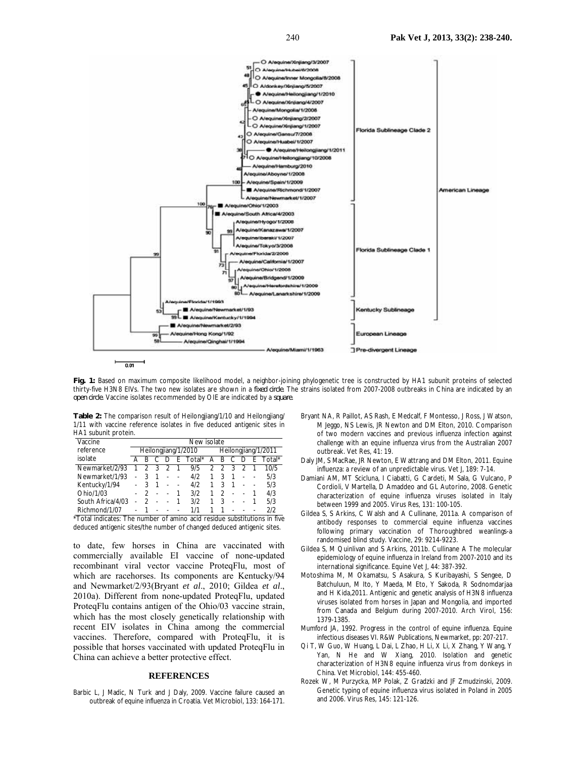A/equine/Xinjiang/3/2007
51 A/equine/Hubei/6/2008
49 A/equine/Inner Mongolia/8/2008
45 A/donkey/Xinjiang/5/2007
A/equine/Heilongjiang/1/2010
65 49 A/equine/Xinjiang/4/2007
A/equine/Mongolia/1/2008
A/equine/Xinjiang/2/2007
42 A/equine/Xinjiang/1/2007
43 A/equine/Gansu/7/2008
A/equine/Huabei/1/2007
39 A/equine/Heilongjiang/1/2011
47 A/equine/Heilongjiang/10/2008
46 A/equine/Hamburg/2010
A/equine/Aboyne/1/2008
100 A/equine/Spain/1/2009
A/equine/Richmond/1/2007
A/equine/Newmarket/1/2007
100 76 A/equine/Ohio/1/2003
A/equine/South Africa/4/2003
A/equine/Hyogo/1/2008
99 A/equine/Kanazawa/1/2007
90 A/equine/Ibaraki/1/2007
A/equine/Tokyo/3/2008
91 A/equine/Florida/2/2006
A/equine/California/1/2007
73 A/equine/Ohio/1/2008
71
97 A/equine/Bridgend/1/2009
80 A/equine/Herefordshire/1/2009
80 A/equine/Lanarkshire/1/2009
99
A/equine/Florida/1/1993
53 A/equine/Newmarket/1/93
99 A/equine/Kentucky/1/1994
A/equine/Newmarket/2/93
99 A/equine/Hong Kong/1/92
58 A/equine/Qinghai/1/1994
A/equine/Miami/1/1963
0.01

Florida Sublineage Clade 2
Florida Sublineage Clade 1
Kentucky Sublineage
European Lineage
Pre-divergent Lineage
American Lineage

**Fig. 1:** Based on maximum composite likelihood model, a neighbor-joining phylogenetic tree is constructed by HA1 subunit proteins of selected thirty-five H3N8 EIVs. The two new isolates are shown in a *fixed circle*. The strains isolated from 2007-2008 outbreaks in China are indicated by an *open circle*. Vaccine isolates recommended by OIE are indicated by a *square*.

**Table 2:** The comparison result of Heilongjiang/1/10 and Heilongjiang/1/11 with vaccine reference isolates in five deduced antigenic sites in HA1 subunit protein.

| Vaccine reference isolate | New isolate | | | | | | | | | | | |
|---|---|---|---|---|---|---|---|---|---|---|---|---|
| | Heilongjiang/1/2010 | | | | | | Heilongjiang/1/2011 | | | | | |
| | A | B | C | D | E | Total* | A | B | C | D | E | Total* |
| Newmarket/2/93 | 1 | 2 | 3 | 2 | 1 | 9/5 | 2 | 2 | 3 | 2 | 1 | 10/5 |
| Newmarket/1/93 | - | 3 | 1 | - | - | 4/2 | 1 | 3 | 1 | - | - | 5/3 |
| Kentucky/1/94 | - | 3 | 1 | - | - | 4/2 | 1 | 3 | 1 | - | - | 5/3 |
| Ohio/1/03 | - | 2 | - | - | 1 | 3/2 | 1 | 2 | - | - | 1 | 4/3 |
| South Africa/4/03 | - | 2 | - | - | 1 | 3/2 | 1 | 3 | - | - | 1 | 5/3 |
| Richmond/1/07 | - | 1 | - | - | - | 1/1 | 1 | 1 | - | - | - | 2/2 |

*Total indicates: The number of amino acid residue substitutions in five deduced antigenic sites/the number of changed deduced antigenic sites.

to date, few horses in China are vaccinated with commercially available EI vaccine of none-updated recombinant viral vector vaccine ProteqFlu, most of which are racehorses. Its components are Kentucky/94 and Newmarket/2/93(Bryant *et al*., 2010; Gildea *et al*., 2010a). Different from none-updated ProteqFlu, updated ProteqFlu contains antigen of the Ohio/03 vaccine strain, which has the most closely genetically relationship with recent EIV isolates in China among the commercial vaccines. Therefore, compared with ProteqFlu, it is possible that horses vaccinated with updated ProteqFlu in China can achieve a better protective effect.

## REFERENCES

Barbic L, J Madic, N Turk and J Daly, 2009. Vaccine failure caused an outbreak of equine influenza in Croatia. Vet Microbiol, 133: 164-171.

Bryant NA, R Paillot, AS Rash, E Medcalf, F Montesso, J Ross, J Watson, M Jeggo, NS Lewis, JR Newton and DM Elton, 2010. Comparison of two modern vaccines and previous influenza infection against challenge with an equine influenza virus from the Australian 2007 outbreak. Vet Res, 41: 19.

Daly JM, S MacRae, JR Newton, E Wattrang and DM Elton, 2011. Equine influenza: a review of an unpredictable virus. Vet J, 189: 7-14.

Damiani AM, MT Scicluna, I Ciabatti, G Cardeti, M Sala, G Vulcano, P Cordioli, V Martella, D Amaddeo and GL Autorino, 2008. Genetic characterization of equine influenza viruses isolated in Italy between 1999 and 2005. Virus Res, 131: 100-105.

Gildea S, S Arkins, C Walsh and A Cullinane, 2011a. A comparison of antibody responses to commercial equine influenza vaccines following primary vaccination of Thoroughbred weanlings-a randomised blind study. Vaccine, 29: 9214-9223.

Gildea S, M Quinlivan and S Arkins, 2011b. Cullinane A The molecular epidemiology of equine influenza in Ireland from 2007-2010 and its international significance. Equine Vet J, 44: 387-392.

Motoshima M, M Okamatsu, S Asakura, S Kuribayashi, S Sengee, D Batchuluun, M Ito, Y Maeda, M Eto, Y Sakoda, R Sodnomdarjaa and H Kida,2011. Antigenic and genetic analysis of H3N8 influenza viruses isolated from horses in Japan and Mongolia, and imported from Canada and Belgium during 2007-2010. Arch Virol, 156: 1379-1385.

Mumford JA, 1992. Progress in the control of equine influenza. Equine infectious diseases VI. R&W Publications, Newmarket, pp: 207-217.

Qi T, W Guo, W Huang, L Dai, L Zhao, H Li, X Li, X Zhang, Y Wang, Y Yan, N He and W Xiang, 2010. Isolation and genetic characterization of H3N8 equine influenza virus from donkeys in China. Vet Microbiol, 144: 455-460.

Rozek W, M Purzycka, MP Polak, Z Gradzki and JF Zmudzinski, 2009. Genetic typing of equine influenza virus isolated in Poland in 2005 and 2006. Virus Res, 145: 121-126.